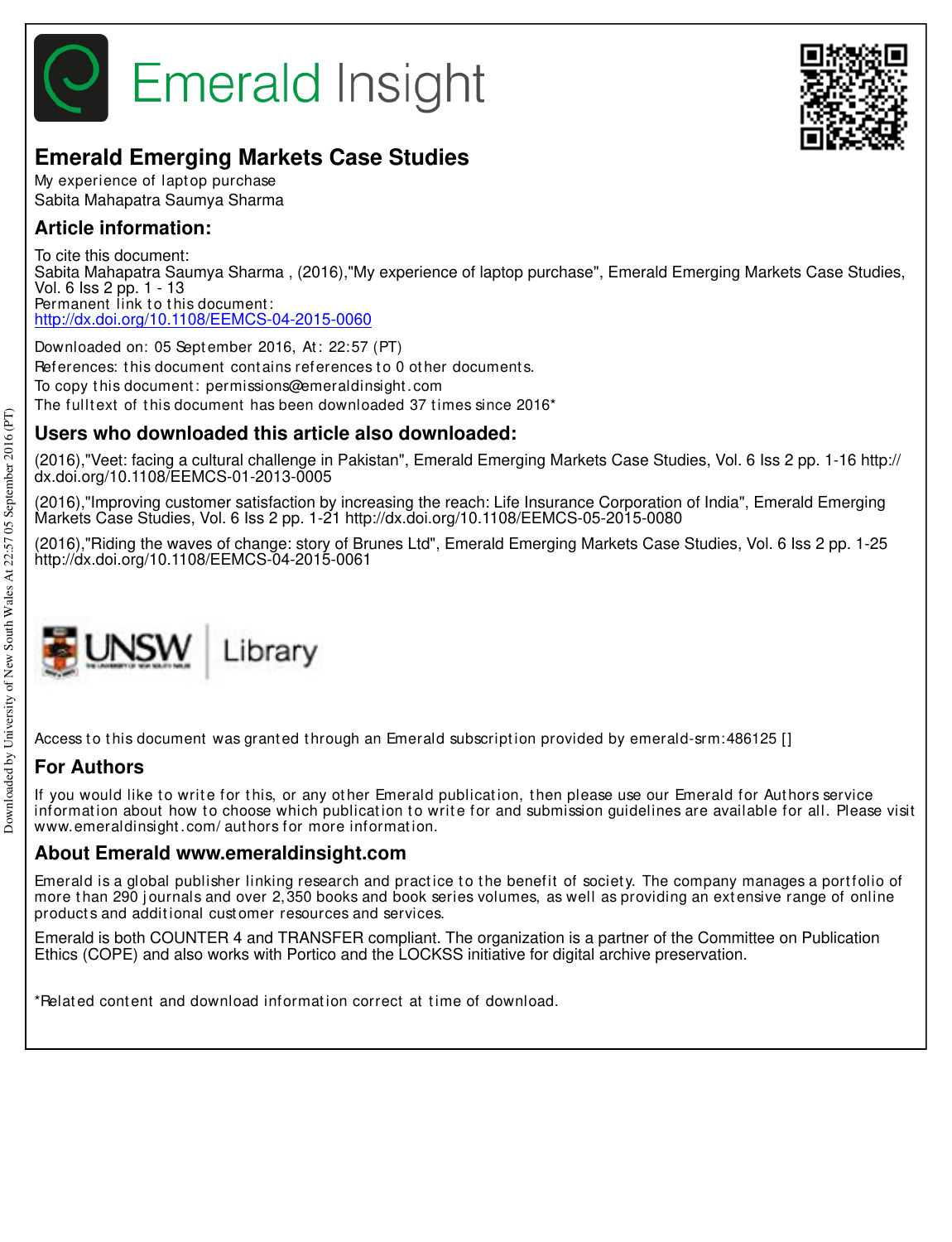Emerald Insight

# Emerald Emerging Markets Case Studies

My experience of laptop purchase
Sabita Mahapatra Saumya Sharma

## Article information:

To cite this document:
Sabita Mahapatra Saumya Sharma , (2016),"My experience of laptop purchase", Emerald Emerging Markets Case Studies, Vol. 6 Iss 2 pp. 1 - 13
Permanent link to this document:
http://dx.doi.org/10.1108/EEMCS-04-2015-0060

Downloaded on: 05 September 2016, At: 22:57 (PT)
References: this document contains references to 0 other documents.
To copy this document: permissions@emeraldinsight.com
The fulltext of this document has been downloaded 37 times since 2016*

## Users who downloaded this article also downloaded:

(2016),"Veet: facing a cultural challenge in Pakistan", Emerald Emerging Markets Case Studies, Vol. 6 Iss 2 pp. 1-16 http://dx.doi.org/10.1108/EEMCS-01-2013-0005

(2016),"Improving customer satisfaction by increasing the reach: Life Insurance Corporation of India", Emerald Emerging Markets Case Studies, Vol. 6 Iss 2 pp. 1-21 http://dx.doi.org/10.1108/EEMCS-05-2015-0080

(2016),"Riding the waves of change: story of Brunes Ltd", Emerald Emerging Markets Case Studies, Vol. 6 Iss 2 pp. 1-25 http://dx.doi.org/10.1108/EEMCS-04-2015-0061

Access to this document was granted through an Emerald subscription provided by emerald-srm:486125 []

## For Authors

If you would like to write for this, or any other Emerald publication, then please use our Emerald for Authors service information about how to choose which publication to write for and submission guidelines are available for all. Please visit www.emeraldinsight.com/authors for more information.

## About Emerald www.emeraldinsight.com

Emerald is a global publisher linking research and practice to the benefit of society. The company manages a portfolio of more than 290 journals and over 2,350 books and book series volumes, as well as providing an extensive range of online products and additional customer resources and services.

Emerald is both COUNTER 4 and TRANSFER compliant. The organization is a partner of the Committee on Publication Ethics (COPE) and also works with Portico and the LOCKSS initiative for digital archive preservation.

*Related content and download information correct at time of download.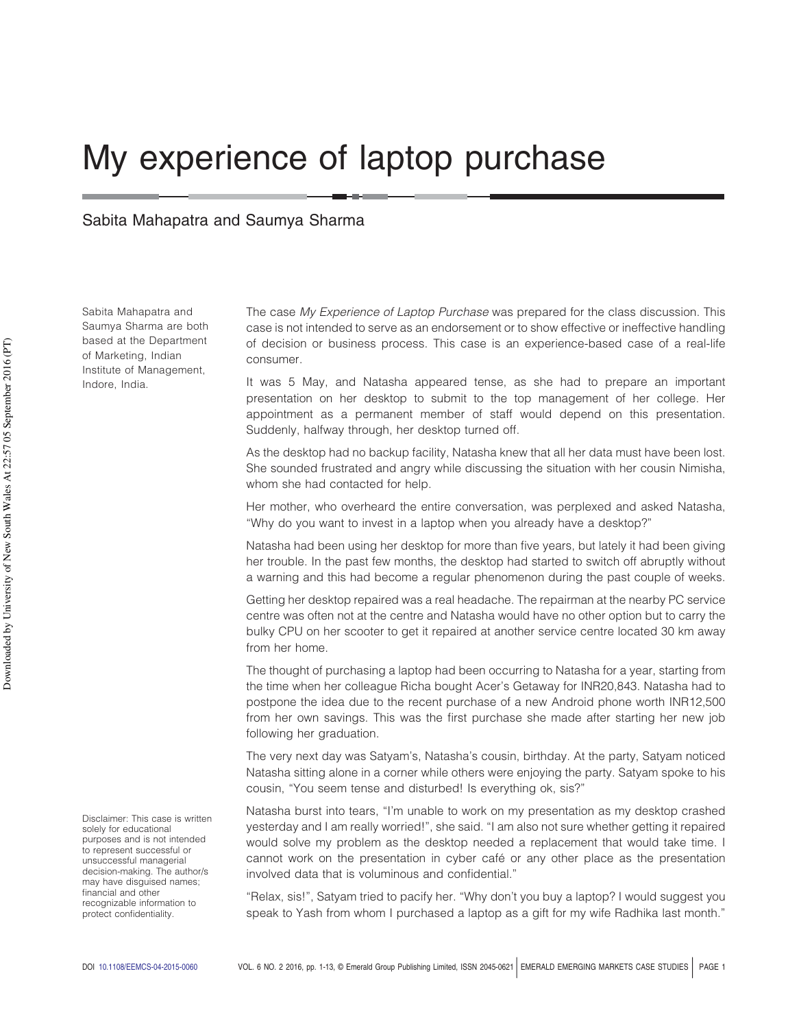# My experience of laptop purchase

Sabita Mahapatra and Saumya Sharma

Sabita Mahapatra and Saumya Sharma are both based at the Department of Marketing, Indian Institute of Management, Indore, India.

The case *My Experience of Laptop Purchase* was prepared for the class discussion. This case is not intended to serve as an endorsement or to show effective or ineffective handling of decision or business process. This case is an experience-based case of a real-life consumer.

It was 5 May, and Natasha appeared tense, as she had to prepare an important presentation on her desktop to submit to the top management of her college. Her appointment as a permanent member of staff would depend on this presentation. Suddenly, halfway through, her desktop turned off.

As the desktop had no backup facility, Natasha knew that all her data must have been lost. She sounded frustrated and angry while discussing the situation with her cousin Nimisha, whom she had contacted for help.

Her mother, who overheard the entire conversation, was perplexed and asked Natasha, "Why do you want to invest in a laptop when you already have a desktop?"

Natasha had been using her desktop for more than five years, but lately it had been giving her trouble. In the past few months, the desktop had started to switch off abruptly without a warning and this had become a regular phenomenon during the past couple of weeks.

Getting her desktop repaired was a real headache. The repairman at the nearby PC service centre was often not at the centre and Natasha would have no other option but to carry the bulky CPU on her scooter to get it repaired at another service centre located 30 km away from her home.

The thought of purchasing a laptop had been occurring to Natasha for a year, starting from the time when her colleague Richa bought Acer's Getaway for INR20,843. Natasha had to postpone the idea due to the recent purchase of a new Android phone worth INR12,500 from her own savings. This was the first purchase she made after starting her new job following her graduation.

The very next day was Satyam's, Natasha's cousin, birthday. At the party, Satyam noticed Natasha sitting alone in a corner while others were enjoying the party. Satyam spoke to his cousin, "You seem tense and disturbed! Is everything ok, sis?"

Natasha burst into tears, "I'm unable to work on my presentation as my desktop crashed yesterday and I am really worried!", she said. "I am also not sure whether getting it repaired would solve my problem as the desktop needed a replacement that would take time. I cannot work on the presentation in cyber café or any other place as the presentation involved data that is voluminous and confidential."

"Relax, sis!", Satyam tried to pacify her. "Why don't you buy a laptop? I would suggest you speak to Yash from whom I purchased a laptop as a gift for my wife Radhika last month."

Disclaimer: This case is written solely for educational purposes and is not intended to represent successful or unsuccessful managerial decision-making. The author/s may have disguised names; financial and other recognizable information to protect confidentiality.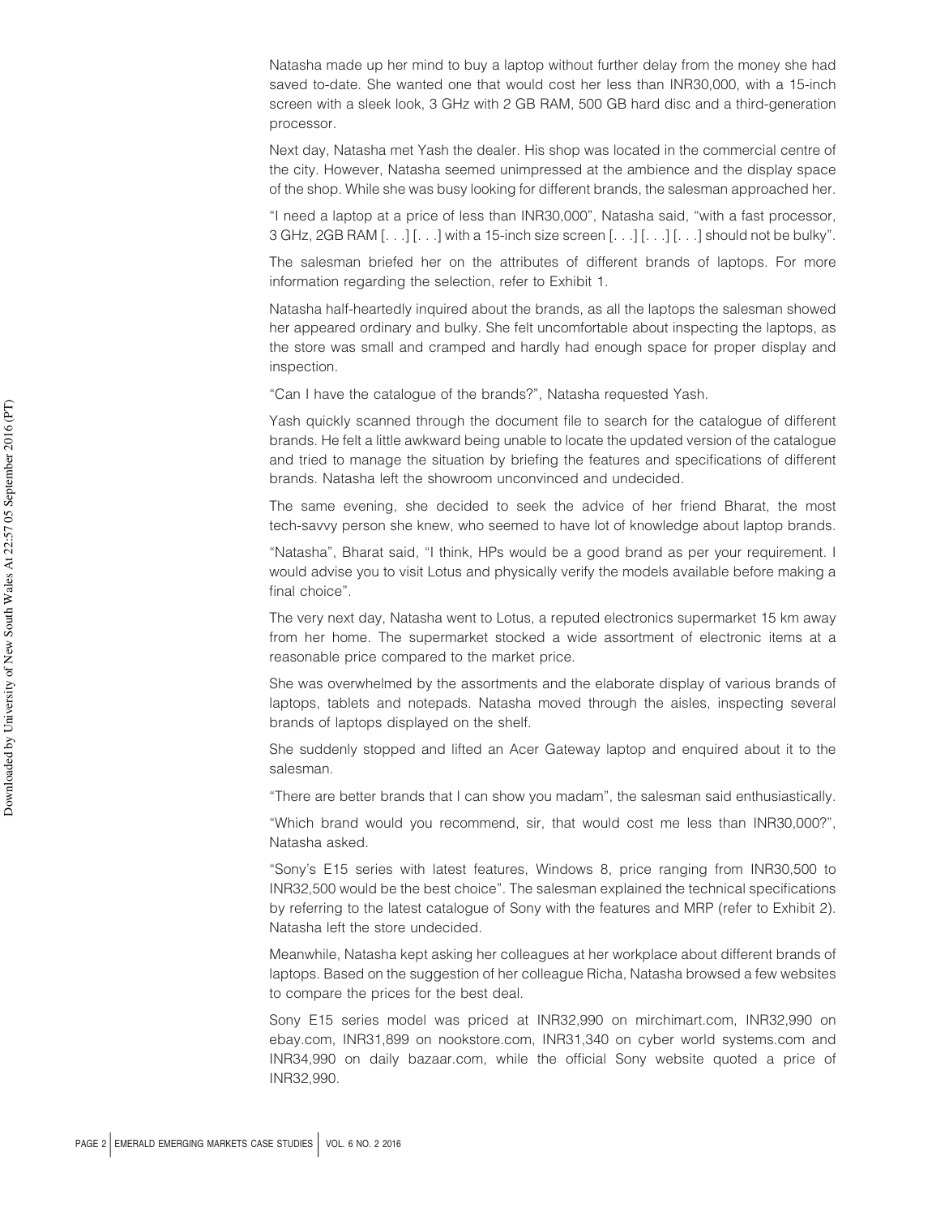Natasha made up her mind to buy a laptop without further delay from the money she had saved to-date. She wanted one that would cost her less than INR30,000, with a 15-inch screen with a sleek look, 3 GHz with 2 GB RAM, 500 GB hard disc and a third-generation processor.

Next day, Natasha met Yash the dealer. His shop was located in the commercial centre of the city. However, Natasha seemed unimpressed at the ambience and the display space of the shop. While she was busy looking for different brands, the salesman approached her.

"I need a laptop at a price of less than INR30,000", Natasha said, "with a fast processor, 3 GHz, 2GB RAM [. . .] [. . .] with a 15-inch size screen [. . .] [. . .] [. . .] should not be bulky".

The salesman briefed her on the attributes of different brands of laptops. For more information regarding the selection, refer to Exhibit 1.

Natasha half-heartedly inquired about the brands, as all the laptops the salesman showed her appeared ordinary and bulky. She felt uncomfortable about inspecting the laptops, as the store was small and cramped and hardly had enough space for proper display and inspection.

"Can I have the catalogue of the brands?", Natasha requested Yash.

Yash quickly scanned through the document file to search for the catalogue of different brands. He felt a little awkward being unable to locate the updated version of the catalogue and tried to manage the situation by briefing the features and specifications of different brands. Natasha left the showroom unconvinced and undecided.

The same evening, she decided to seek the advice of her friend Bharat, the most tech-savvy person she knew, who seemed to have lot of knowledge about laptop brands.

"Natasha", Bharat said, "I think, HPs would be a good brand as per your requirement. I would advise you to visit Lotus and physically verify the models available before making a final choice".

The very next day, Natasha went to Lotus, a reputed electronics supermarket 15 km away from her home. The supermarket stocked a wide assortment of electronic items at a reasonable price compared to the market price.

She was overwhelmed by the assortments and the elaborate display of various brands of laptops, tablets and notepads. Natasha moved through the aisles, inspecting several brands of laptops displayed on the shelf.

She suddenly stopped and lifted an Acer Gateway laptop and enquired about it to the salesman.

"There are better brands that I can show you madam", the salesman said enthusiastically.

"Which brand would you recommend, sir, that would cost me less than INR30,000?", Natasha asked.

"Sony's E15 series with latest features, Windows 8, price ranging from INR30,500 to INR32,500 would be the best choice". The salesman explained the technical specifications by referring to the latest catalogue of Sony with the features and MRP (refer to Exhibit 2). Natasha left the store undecided.

Meanwhile, Natasha kept asking her colleagues at her workplace about different brands of laptops. Based on the suggestion of her colleague Richa, Natasha browsed a few websites to compare the prices for the best deal.

Sony E15 series model was priced at INR32,990 on mirchimart.com, INR32,990 on ebay.com, INR31,899 on nookstore.com, INR31,340 on cyber world systems.com and INR34,990 on daily bazaar.com, while the official Sony website quoted a price of INR32,990.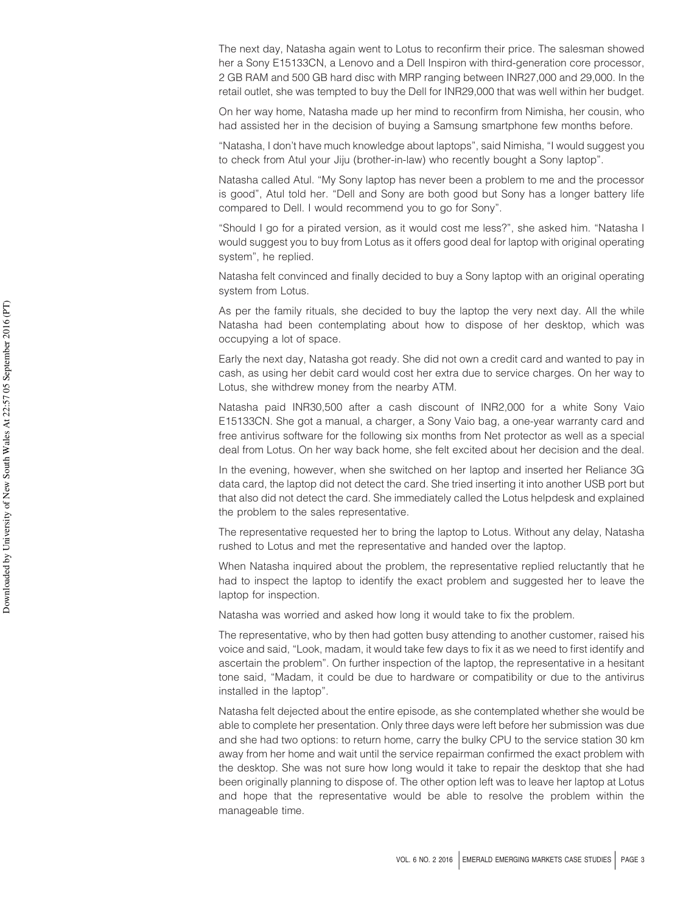The next day, Natasha again went to Lotus to reconfirm their price. The salesman showed her a Sony E15133CN, a Lenovo and a Dell Inspiron with third-generation core processor, 2 GB RAM and 500 GB hard disc with MRP ranging between INR27,000 and 29,000. In the retail outlet, she was tempted to buy the Dell for INR29,000 that was well within her budget.

On her way home, Natasha made up her mind to reconfirm from Nimisha, her cousin, who had assisted her in the decision of buying a Samsung smartphone few months before.

"Natasha, I don't have much knowledge about laptops", said Nimisha, "I would suggest you to check from Atul your Jiju (brother-in-law) who recently bought a Sony laptop".

Natasha called Atul. "My Sony laptop has never been a problem to me and the processor is good", Atul told her. "Dell and Sony are both good but Sony has a longer battery life compared to Dell. I would recommend you to go for Sony".

"Should I go for a pirated version, as it would cost me less?", she asked him. "Natasha I would suggest you to buy from Lotus as it offers good deal for laptop with original operating system", he replied.

Natasha felt convinced and finally decided to buy a Sony laptop with an original operating system from Lotus.

As per the family rituals, she decided to buy the laptop the very next day. All the while Natasha had been contemplating about how to dispose of her desktop, which was occupying a lot of space.

Early the next day, Natasha got ready. She did not own a credit card and wanted to pay in cash, as using her debit card would cost her extra due to service charges. On her way to Lotus, she withdrew money from the nearby ATM.

Natasha paid INR30,500 after a cash discount of INR2,000 for a white Sony Vaio E15133CN. She got a manual, a charger, a Sony Vaio bag, a one-year warranty card and free antivirus software for the following six months from Net protector as well as a special deal from Lotus. On her way back home, she felt excited about her decision and the deal.

In the evening, however, when she switched on her laptop and inserted her Reliance 3G data card, the laptop did not detect the card. She tried inserting it into another USB port but that also did not detect the card. She immediately called the Lotus helpdesk and explained the problem to the sales representative.

The representative requested her to bring the laptop to Lotus. Without any delay, Natasha rushed to Lotus and met the representative and handed over the laptop.

When Natasha inquired about the problem, the representative replied reluctantly that he had to inspect the laptop to identify the exact problem and suggested her to leave the laptop for inspection.

Natasha was worried and asked how long it would take to fix the problem.

The representative, who by then had gotten busy attending to another customer, raised his voice and said, "Look, madam, it would take few days to fix it as we need to first identify and ascertain the problem". On further inspection of the laptop, the representative in a hesitant tone said, "Madam, it could be due to hardware or compatibility or due to the antivirus installed in the laptop".

Natasha felt dejected about the entire episode, as she contemplated whether she would be able to complete her presentation. Only three days were left before her submission was due and she had two options: to return home, carry the bulky CPU to the service station 30 km away from her home and wait until the service repairman confirmed the exact problem with the desktop. She was not sure how long would it take to repair the desktop that she had been originally planning to dispose of. The other option left was to leave her laptop at Lotus and hope that the representative would be able to resolve the problem within the manageable time.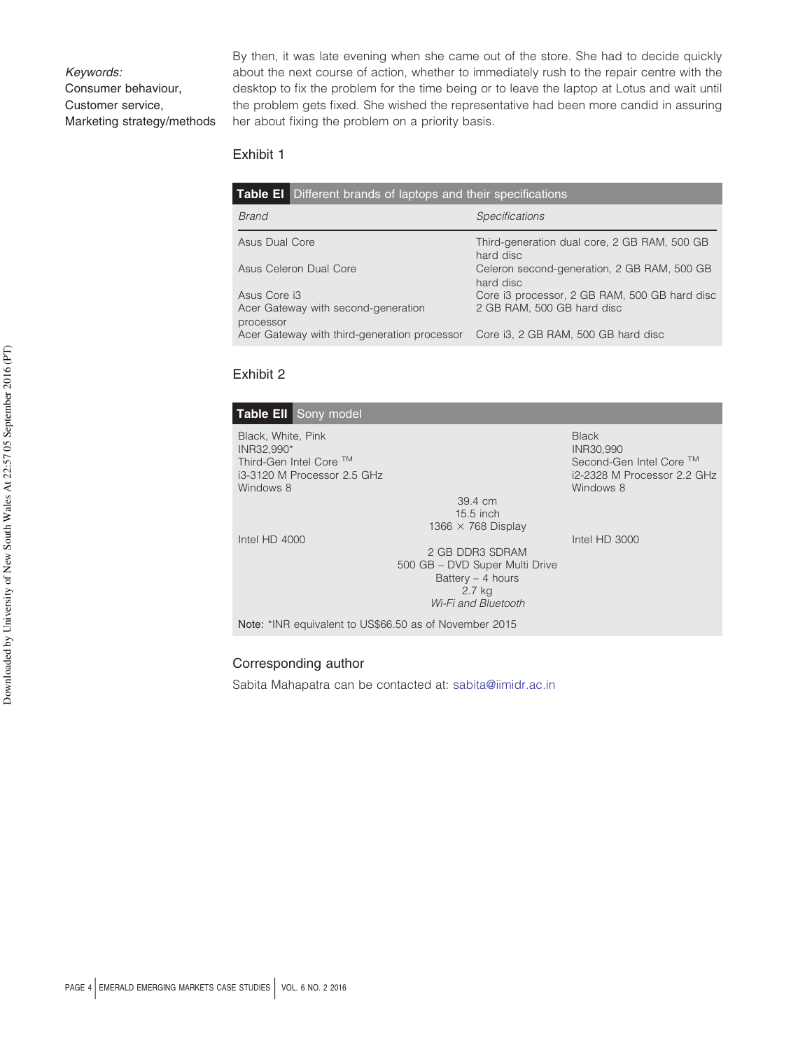Keywords:
Consumer behaviour,
Customer service,
Marketing strategy/methods

By then, it was late evening when she came out of the store. She had to decide quickly about the next course of action, whether to immediately rush to the repair centre with the desktop to fix the problem for the time being or to leave the laptop at Lotus and wait until the problem gets fixed. She wished the representative had been more candid in assuring her about fixing the problem on a priority basis.

## Exhibit 1

**Table EI** Different brands of laptops and their specifications

| *Brand* | *Specifications* |
|---|---|
| Asus Dual Core | Third-generation dual core, 2 GB RAM, 500 GB hard disc |
| Asus Celeron Dual Core | Celeron second-generation, 2 GB RAM, 500 GB hard disc |
| Asus Core i3 | Core i3 processor, 2 GB RAM, 500 GB hard disc |
| Acer Gateway with second-generation processor | 2 GB RAM, 500 GB hard disc |
| Acer Gateway with third-generation processor | Core i3, 2 GB RAM, 500 GB hard disc |

## Exhibit 2

**Table EII** Sony model

| | | |
|---|---|---|
| Black, White, Pink<br>INR32,990*<br>Third-Gen Intel Core ™<br>i3-3120 M Processor 2.5 GHz<br>Windows 8 | | Black<br>INR30,990<br>Second-Gen Intel Core ™<br>i2-2328 M Processor 2.2 GHz<br>Windows 8 |
| | 39.4 cm<br>15.5 inch<br>1366 × 768 Display | |
| Intel HD 4000 | | Intel HD 3000 |
| | 2 GB DDR3 SDRAM<br>500 GB – DVD Super Multi Drive<br>Battery – 4 hours<br>2.7 kg<br>*Wi-Fi and Bluetooth* | |

**Note:** *INR equivalent to US$66.50 as of November 2015

## Corresponding author

Sabita Mahapatra can be contacted at: sabita@iimidr.ac.in